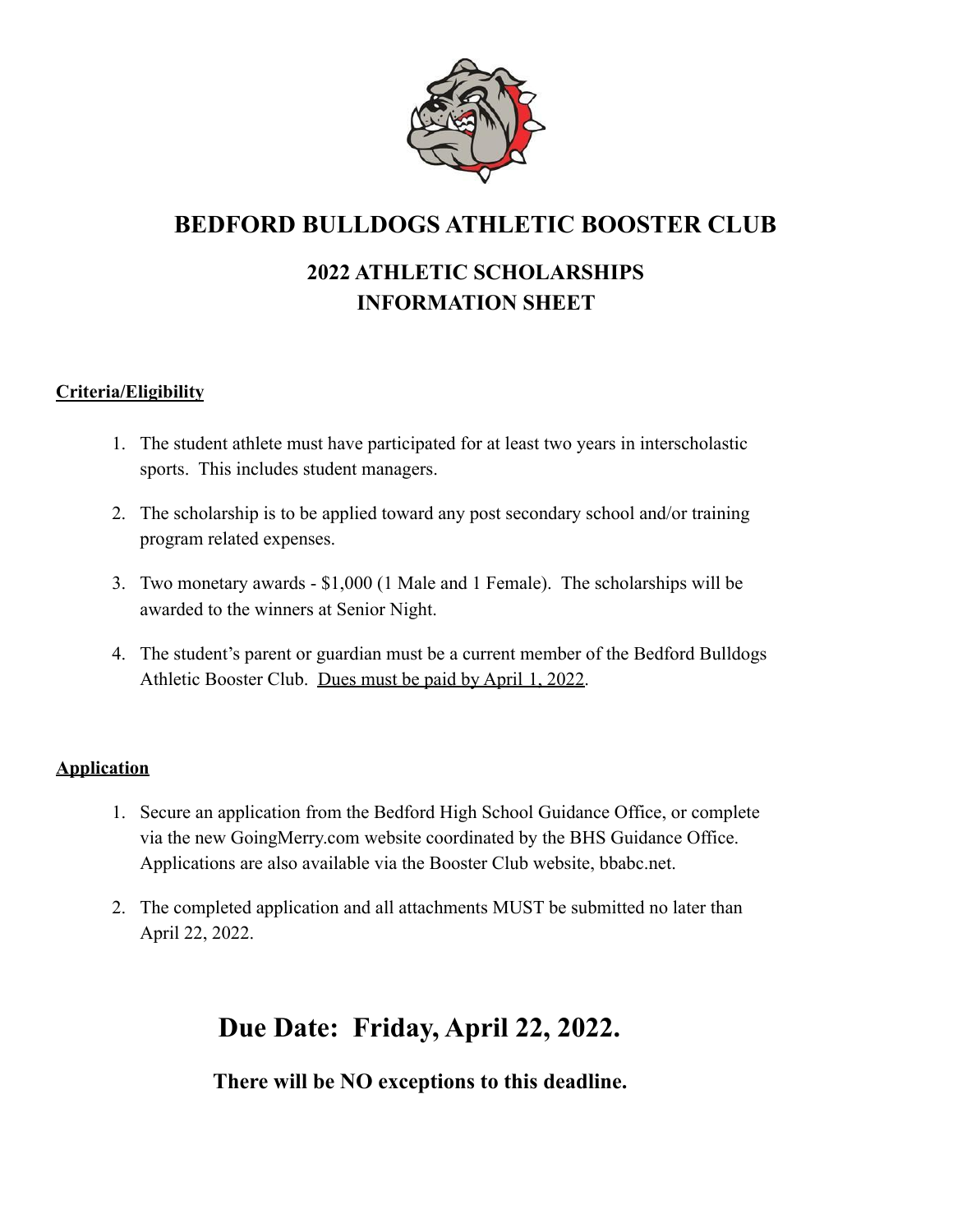# BEDFORD BULLDOGS ATHLETIC BOOSTER CLUB

## 2022 ATHLETIC SCHOLARSHIPS
## INFORMATION SHEET

**Criteria/Eligibility**

1. The student athlete must have participated for at least two years in interscholastic sports. This includes student managers.

2. The scholarship is to be applied toward any post secondary school and/or training program related expenses.

3. Two monetary awards - $1,000 (1 Male and 1 Female). The scholarships will be awarded to the winners at Senior Night.

4. The student's parent or guardian must be a current member of the Bedford Bulldogs Athletic Booster Club. Dues must be paid by April 1, 2022.

**Application**

1. Secure an application from the Bedford High School Guidance Office, or complete via the new GoingMerry.com website coordinated by the BHS Guidance Office. Applications are also available via the Booster Club website, bbabc.net.

2. The completed application and all attachments MUST be submitted no later than April 22, 2022.

## Due Date: Friday, April 22, 2022.

**There will be NO exceptions to this deadline.**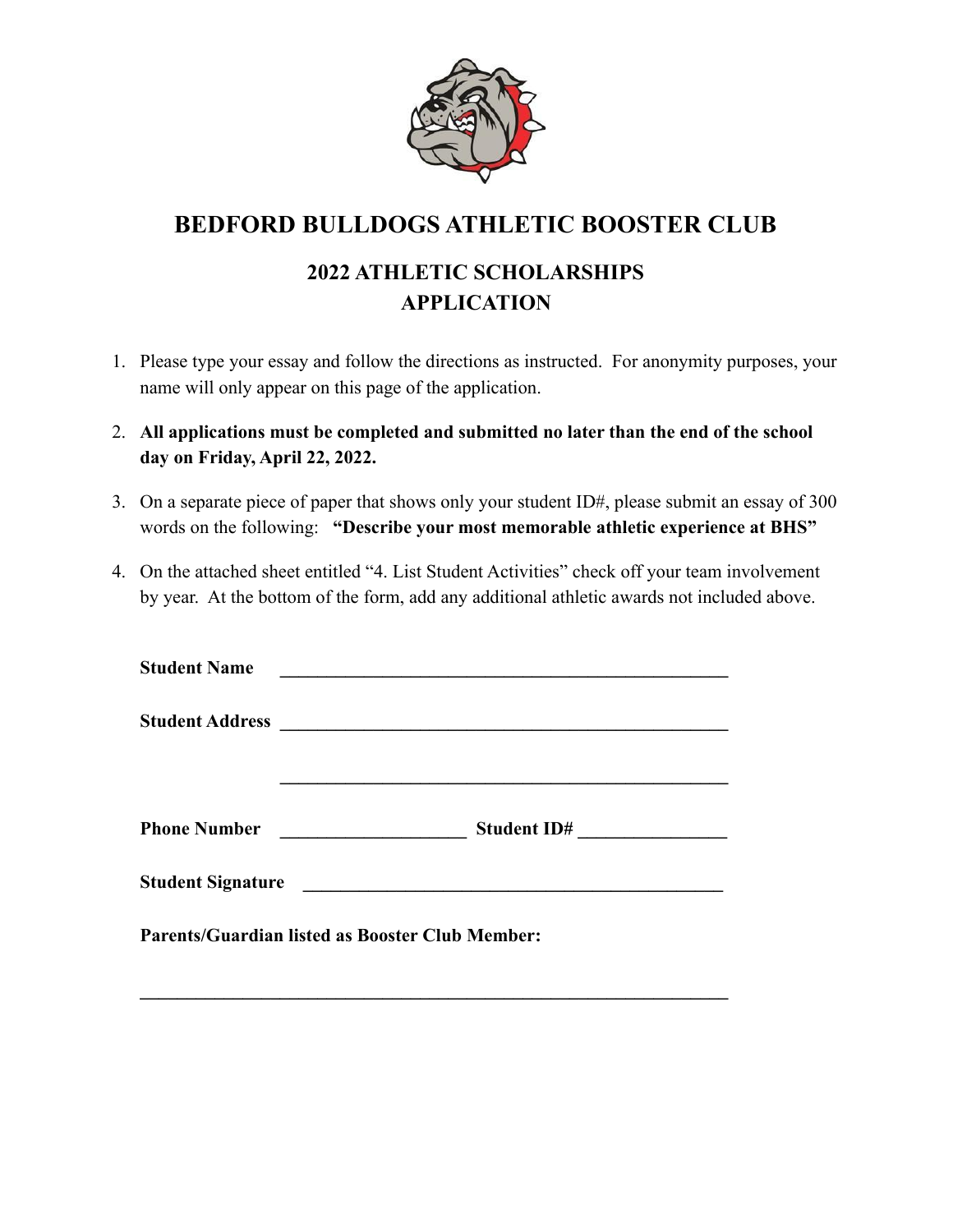# BEDFORD BULLDOGS ATHLETIC BOOSTER CLUB

## 2022 ATHLETIC SCHOLARSHIPS APPLICATION

1. Please type your essay and follow the directions as instructed. For anonymity purposes, your name will only appear on this page of the application.
2. **All applications must be completed and submitted no later than the end of the school day on Friday, April 22, 2022.**
3. On a separate piece of paper that shows only your student ID#, please submit an essay of 300 words on the following: **"Describe your most memorable athletic experience at BHS"**
4. On the attached sheet entitled "4. List Student Activities" check off your team involvement by year. At the bottom of the form, add any additional athletic awards not included above.

**Student Name** ________________________________________________

**Student Address** ________________________________________________

________________________________________________

**Phone Number** ____________________ **Student ID#** ________________

**Student Signature** ________________________________________________

**Parents/Guardian listed as Booster Club Member:**

________________________________________________________________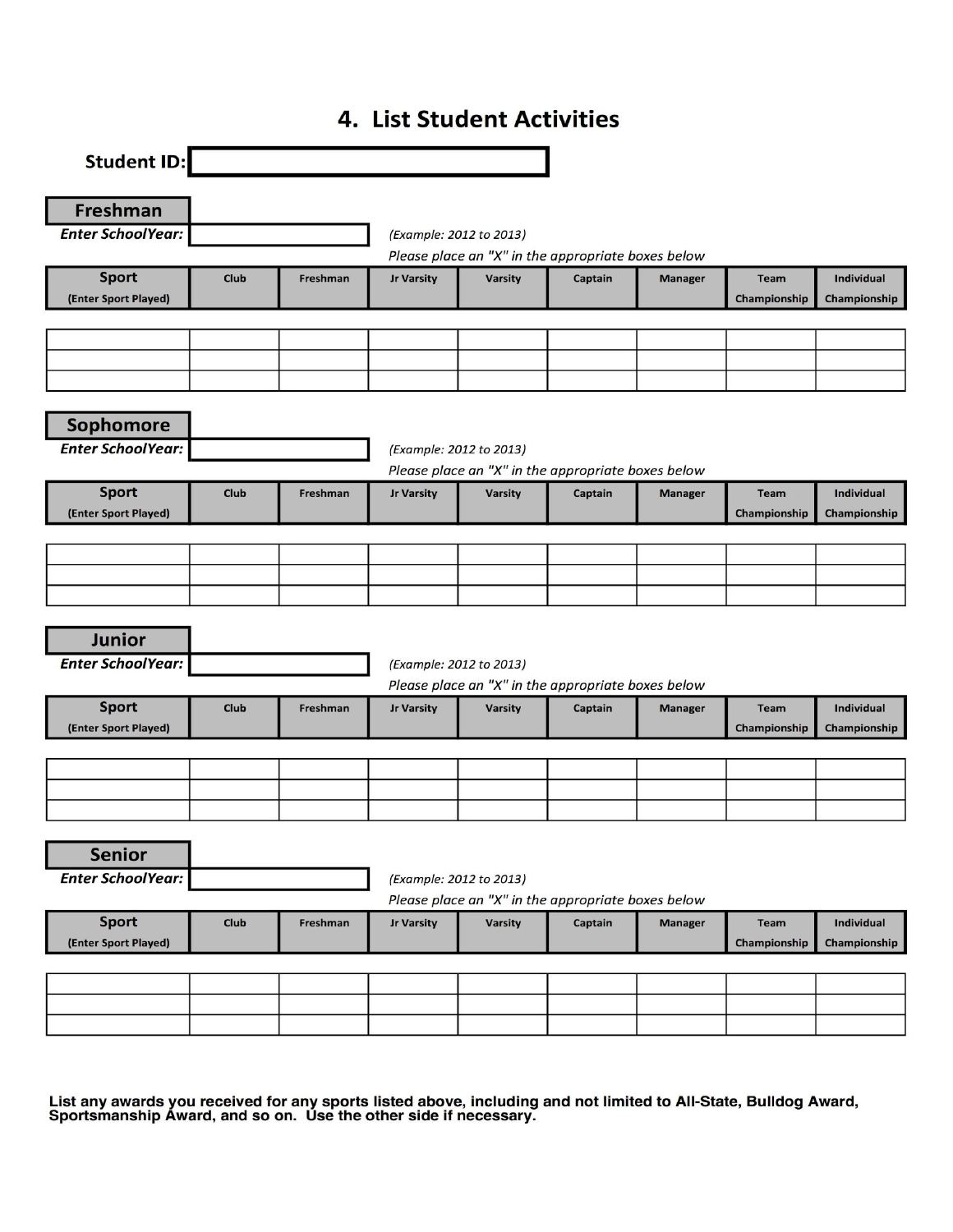# 4. List Student Activities

**Student ID:** 

## Freshman

***Enter SchoolYear:*** 

*(Example: 2012 to 2013)*

*Please place an "X" in the appropriate boxes below*

| Sport (Enter Sport Played) | Club | Freshman | Jr Varsity | Varsity | Captain | Manager | Team Championship | Individual Championship |
|---|---|---|---|---|---|---|---|---|
| | | | | | | | | |
| | | | | | | | | |
| | | | | | | | | |

## Sophomore

***Enter SchoolYear:*** 

*(Example: 2012 to 2013)*

*Please place an "X" in the appropriate boxes below*

| Sport (Enter Sport Played) | Club | Freshman | Jr Varsity | Varsity | Captain | Manager | Team Championship | Individual Championship |
|---|---|---|---|---|---|---|---|---|
| | | | | | | | | |
| | | | | | | | | |
| | | | | | | | | |

## Junior

***Enter SchoolYear:*** 

*(Example: 2012 to 2013)*

*Please place an "X" in the appropriate boxes below*

| Sport (Enter Sport Played) | Club | Freshman | Jr Varsity | Varsity | Captain | Manager | Team Championship | Individual Championship |
|---|---|---|---|---|---|---|---|---|
| | | | | | | | | |
| | | | | | | | | |
| | | | | | | | | |

## Senior

***Enter SchoolYear:*** 

*(Example: 2012 to 2013)*

*Please place an "X" in the appropriate boxes below*

| Sport (Enter Sport Played) | Club | Freshman | Jr Varsity | Varsity | Captain | Manager | Team Championship | Individual Championship |
|---|---|---|---|---|---|---|---|---|
| | | | | | | | | |
| | | | | | | | | |
| | | | | | | | | |

**List any awards you received for any sports listed above, including and not limited to All-State, Bulldog Award, Sportsmanship Award, and so on. Use the other side if necessary.**